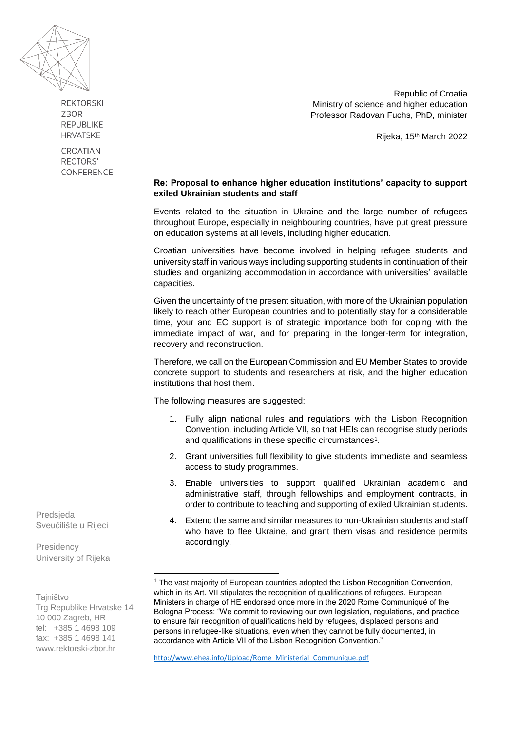REKTORSKI ZBOR REPUBLIKE HRVATSKE

CROATIAN RECTORS' CONFERENCE

Republic of Croatia
Ministry of science and higher education
Professor Radovan Fuchs, PhD, minister

Rijeka, 15th March 2022

**Re: Proposal to enhance higher education institutions' capacity to support exiled Ukrainian students and staff**

Events related to the situation in Ukraine and the large number of refugees throughout Europe, especially in neighbouring countries, have put great pressure on education systems at all levels, including higher education.

Croatian universities have become involved in helping refugee students and university staff in various ways including supporting students in continuation of their studies and organizing accommodation in accordance with universities' available capacities.

Given the uncertainty of the present situation, with more of the Ukrainian population likely to reach other European countries and to potentially stay for a considerable time, your and EC support is of strategic importance both for coping with the immediate impact of war, and for preparing in the longer-term for integration, recovery and reconstruction.

Therefore, we call on the European Commission and EU Member States to provide concrete support to students and researchers at risk, and the higher education institutions that host them.

The following measures are suggested:

1. Fully align national rules and regulations with the Lisbon Recognition Convention, including Article VII, so that HEIs can recognise study periods and qualifications in these specific circumstances[1].
2. Grant universities full flexibility to give students immediate and seamless access to study programmes.
3. Enable universities to support qualified Ukrainian academic and administrative staff, through fellowships and employment contracts, in order to contribute to teaching and supporting of exiled Ukrainian students.
4. Extend the same and similar measures to non-Ukrainian students and staff who have to flee Ukraine, and grant them visas and residence permits accordingly.

Predsjeda
Sveučilište u Rijeci

Presidency
University of Rijeka

Tajništvo
Trg Republike Hrvatske 14
10 000 Zagreb, HR
tel: +385 1 4698 109
fax: +385 1 4698 141
www.rektorski-zbor.hr

[1] The vast majority of European countries adopted the Lisbon Recognition Convention, which in its Art. VII stipulates the recognition of qualifications of refugees. European Ministers in charge of HE endorsed once more in the 2020 Rome Communiqué of the Bologna Process: "We commit to reviewing our own legislation, regulations, and practice to ensure fair recognition of qualifications held by refugees, displaced persons and persons in refugee-like situations, even when they cannot be fully documented, in accordance with Article VII of the Lisbon Recognition Convention."

http://www.ehea.info/Upload/Rome_Ministerial_Communique.pdf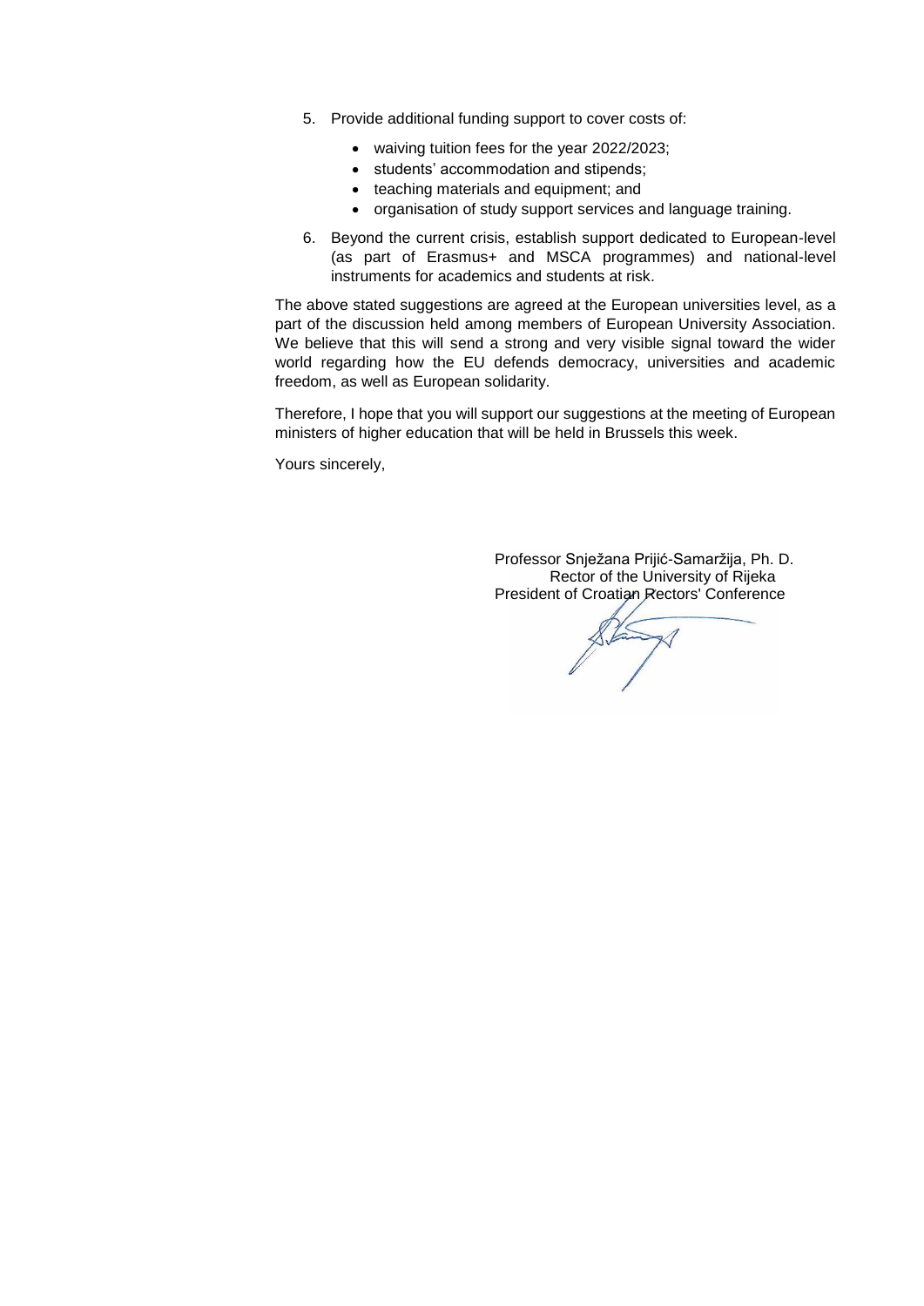5. Provide additional funding support to cover costs of:
    - waiving tuition fees for the year 2022/2023;
    - students' accommodation and stipends;
    - teaching materials and equipment; and
    - organisation of study support services and language training.
6. Beyond the current crisis, establish support dedicated to European-level (as part of Erasmus+ and MSCA programmes) and national-level instruments for academics and students at risk.

The above stated suggestions are agreed at the European universities level, as a part of the discussion held among members of European University Association. We believe that this will send a strong and very visible signal toward the wider world regarding how the EU defends democracy, universities and academic freedom, as well as European solidarity.

Therefore, I hope that you will support our suggestions at the meeting of European ministers of higher education that will be held in Brussels this week.

Yours sincerely,

Professor Snježana Prijić-Samaržija, Ph. D.
Rector of the University of Rijeka
President of Croatian Rectors' Conference